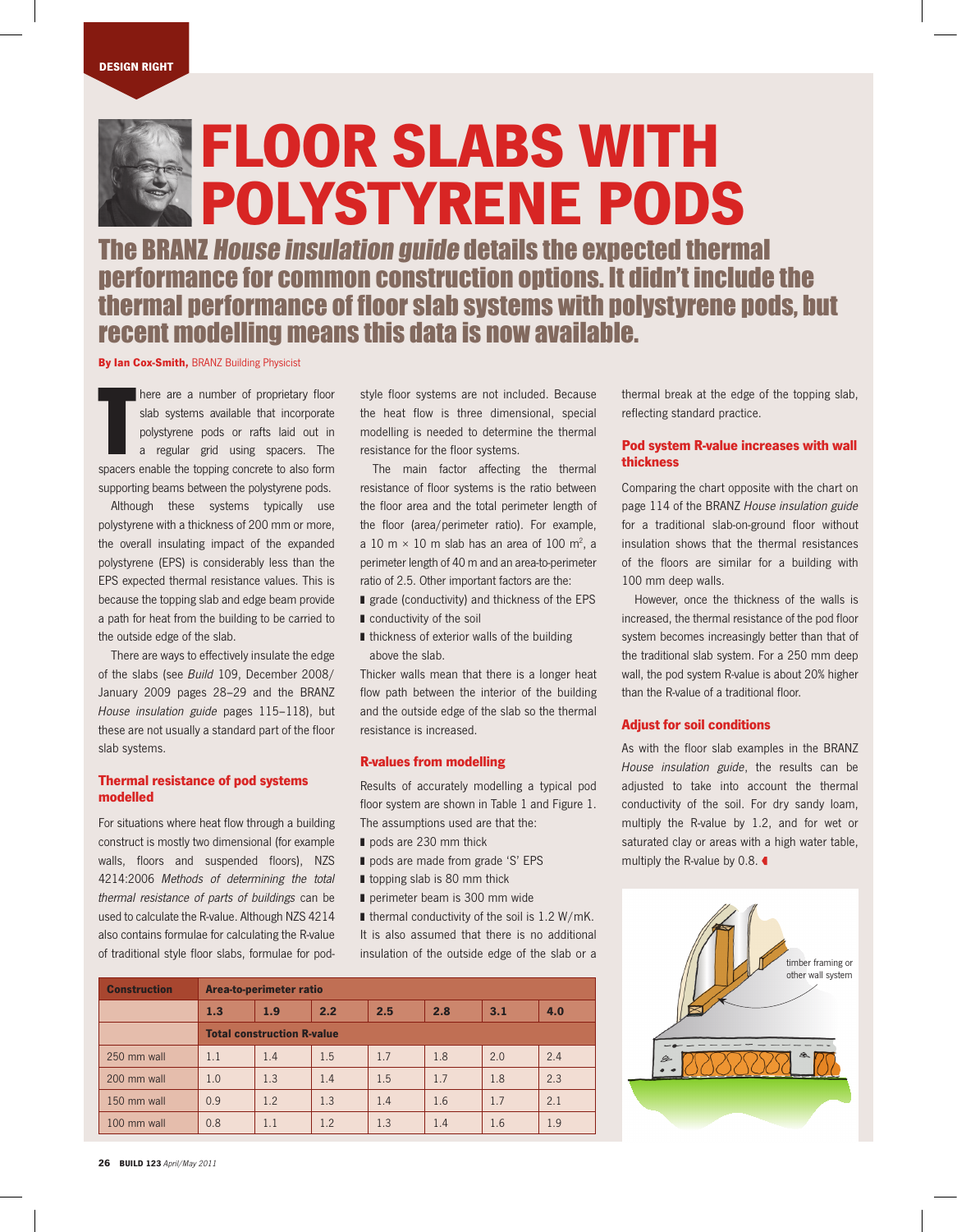DESIGN RIGHT

# FLOOR SLABS WITH POLYSTYRENE PODS

## The BRANZ *House insulation guide* details the expected thermal performance for common construction options. It didn't include the thermal performance of floor slab systems with polystyrene pods, but recent modelling means this data is now available.

**By Ian Cox-Smith,** BRANZ Building Physicist

There are a number of proprietary floor slab systems available that incorporate polystyrene pods or rafts laid out in a regular grid using spacers. The spacers enable the topping concrete to also form supporting beams between the polystyrene pods.

Although these systems typically use polystyrene with a thickness of 200 mm or more, the overall insulating impact of the expanded polystyrene (EPS) is considerably less than the EPS expected thermal resistance values. This is because the topping slab and edge beam provide a path for heat from the building to be carried to the outside edge of the slab.

There are ways to effectively insulate the edge of the slabs (see *Build* 109, December 2008/January 2009 pages 28–29 and the BRANZ *House insulation guide* pages 115–118), but these are not usually a standard part of the floor slab systems.

### Thermal resistance of pod systems modelled

For situations where heat flow through a building construct is mostly two dimensional (for example walls, floors and suspended floors), NZS 4214:2006 *Methods of determining the total thermal resistance of parts of buildings* can be used to calculate the R-value. Although NZS 4214 also contains formulae for calculating the R-value of traditional style floor slabs, formulae for pod-style floor systems are not included. Because the heat flow is three dimensional, special modelling is needed to determine the thermal resistance for the floor systems.

The main factor affecting the thermal resistance of floor systems is the ratio between the floor area and the total perimeter length of the floor (area/perimeter ratio). For example, a 10 m × 10 m slab has an area of 100 m², a perimeter length of 40 m and an area-to-perimeter ratio of 2.5. Other important factors are the:

- grade (conductivity) and thickness of the EPS
- conductivity of the soil
- thickness of exterior walls of the building above the slab.

Thicker walls mean that there is a longer heat flow path between the interior of the building and the outside edge of the slab so the thermal resistance is increased.

### R-values from modelling

Results of accurately modelling a typical pod floor system are shown in Table 1 and Figure 1. The assumptions used are that the:

- pods are 230 mm thick
- pods are made from grade 'S' EPS
- topping slab is 80 mm thick
- perimeter beam is 300 mm wide
- thermal conductivity of the soil is 1.2 W/mK.

It is also assumed that there is no additional insulation of the outside edge of the slab or a thermal break at the edge of the topping slab, reflecting standard practice.

### Pod system R-value increases with wall thickness

Comparing the chart opposite with the chart on page 114 of the BRANZ *House insulation guide* for a traditional slab-on-ground floor without insulation shows that the thermal resistances of the floors are similar for a building with 100 mm deep walls.

However, once the thickness of the walls is increased, the thermal resistance of the pod floor system becomes increasingly better than that of the traditional slab system. For a 250 mm deep wall, the pod system R-value is about 20% higher than the R-value of a traditional floor.

### Adjust for soil conditions

As with the floor slab examples in the BRANZ *House insulation guide*, the results can be adjusted to take into account the thermal conductivity of the soil. For dry sandy loam, multiply the R-value by 1.2, and for wet or saturated clay or areas with a high water table, multiply the R-value by 0.8.

| Construction | Area-to-perimeter ratio | | | | | | |
|---|---|---|---|---|---|---|---|
| | 1.3 | 1.9 | 2.2 | 2.5 | 2.8 | 3.1 | 4.0 |
| | Total construction R-value | | | | | | |
| 250 mm wall | 1.1 | 1.4 | 1.5 | 1.7 | 1.8 | 2.0 | 2.4 |
| 200 mm wall | 1.0 | 1.3 | 1.4 | 1.5 | 1.7 | 1.8 | 2.3 |
| 150 mm wall | 0.9 | 1.2 | 1.3 | 1.4 | 1.6 | 1.7 | 2.1 |
| 100 mm wall | 0.8 | 1.1 | 1.2 | 1.3 | 1.4 | 1.6 | 1.9 |

timber framing or other wall system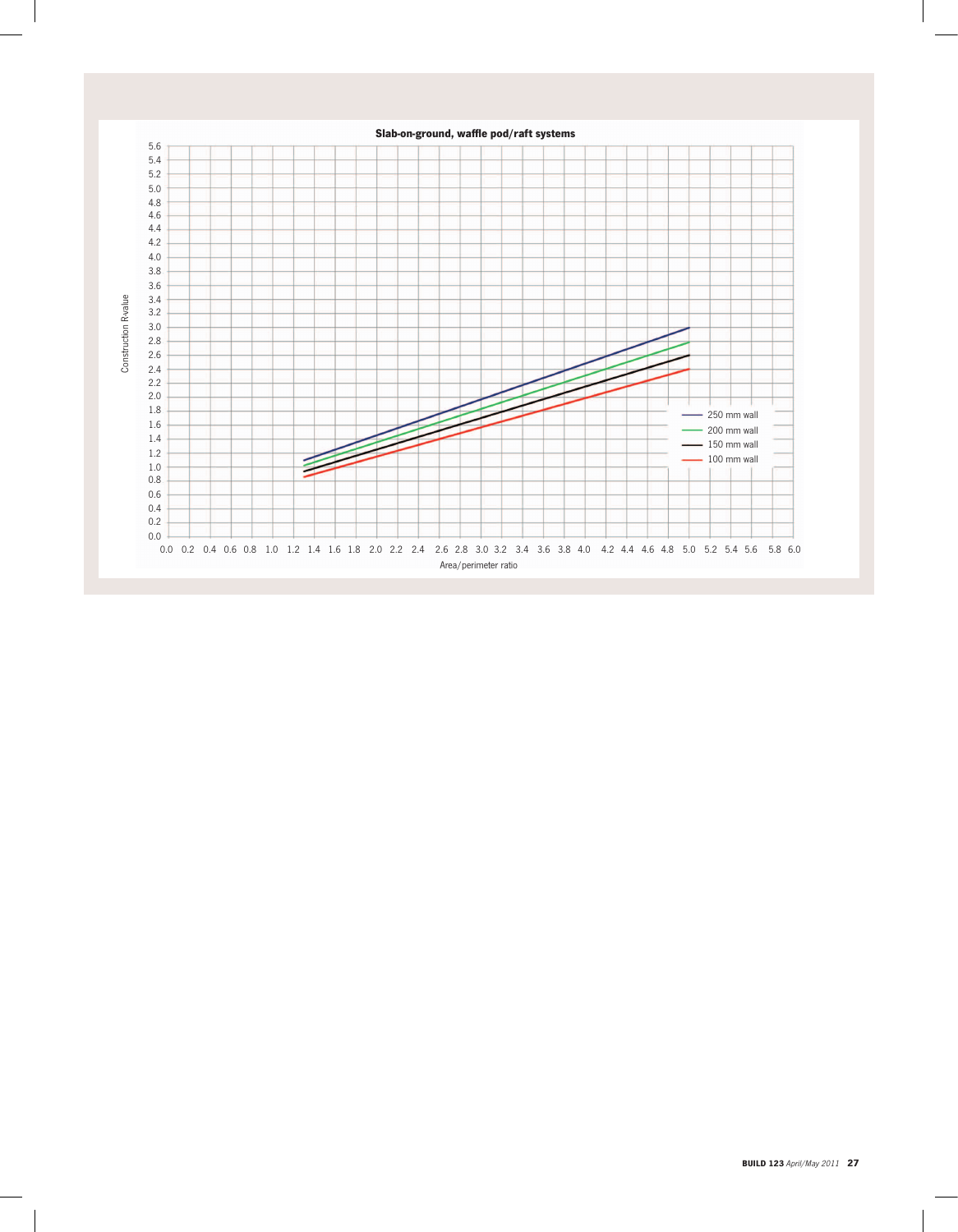**Slab-on-ground, waffle pod/raft systems**

Construction R-value

5.6
5.4
5.2
5.0
4.8
4.6
4.4
4.2
4.0
3.8
3.6
3.4
3.2
3.0
2.8
2.6
2.4
2.2
2.0
1.8
1.6
1.4
1.2
1.0
0.8
0.6
0.4
0.2
0.0

0.0 0.2 0.4 0.6 0.8 1.0 1.2 1.4 1.6 1.8 2.0 2.2 2.4 2.6 2.8 3.0 3.2 3.4 3.6 3.8 4.0 4.2 4.4 4.6 4.8 5.0 5.2 5.4 5.6 5.8 6.0

Area/perimeter ratio

250 mm wall
200 mm wall
150 mm wall
100 mm wall